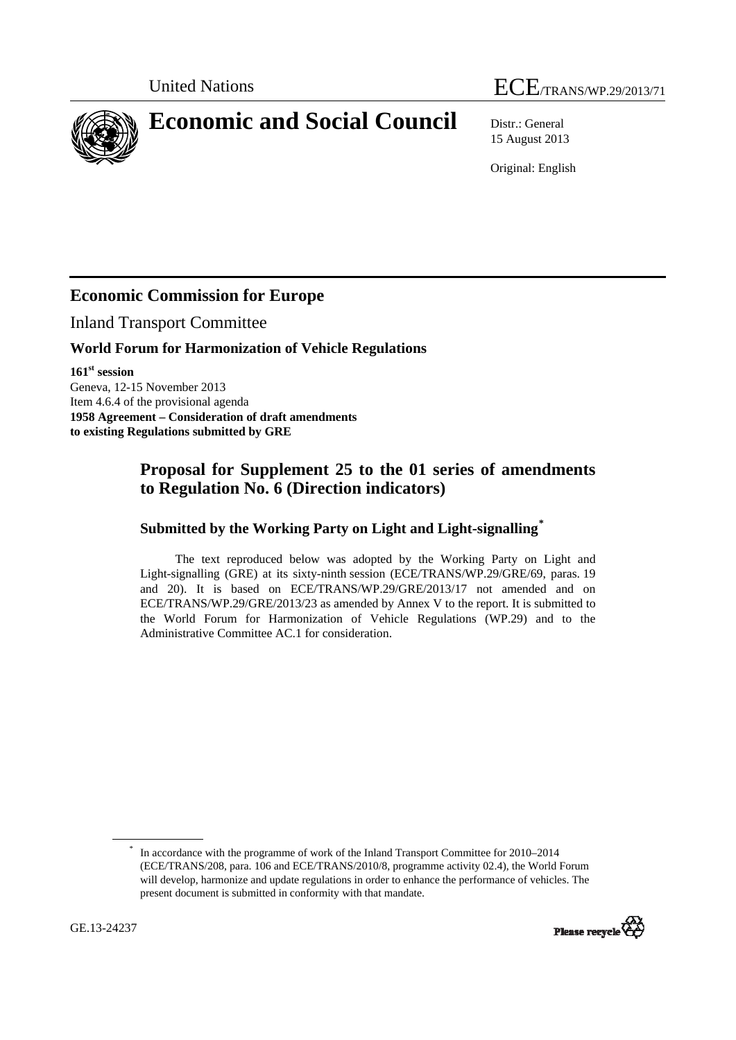United Nations ECE/TRANS/WP.29/2013/71

# Economic and Social Council

Distr.: General
15 August 2013

Original: English

## Economic Commission for Europe

Inland Transport Committee

### World Forum for Harmonization of Vehicle Regulations

**161st session**
Geneva, 12-15 November 2013
Item 4.6.4 of the provisional agenda
**1958 Agreement – Consideration of draft amendments to existing Regulations submitted by GRE**

## Proposal for Supplement 25 to the 01 series of amendments to Regulation No. 6 (Direction indicators)

### Submitted by the Working Party on Light and Light-signalling*

The text reproduced below was adopted by the Working Party on Light and Light-signalling (GRE) at its sixty-ninth session (ECE/TRANS/WP.29/GRE/69, paras. 19 and 20). It is based on ECE/TRANS/WP.29/GRE/2013/17 not amended and on ECE/TRANS/WP.29/GRE/2013/23 as amended by Annex V to the report. It is submitted to the World Forum for Harmonization of Vehicle Regulations (WP.29) and to the Administrative Committee AC.1 for consideration.

* In accordance with the programme of work of the Inland Transport Committee for 2010–2014 (ECE/TRANS/208, para. 106 and ECE/TRANS/2010/8, programme activity 02.4), the World Forum will develop, harmonize and update regulations in order to enhance the performance of vehicles. The present document is submitted in conformity with that mandate.

GE.13-24237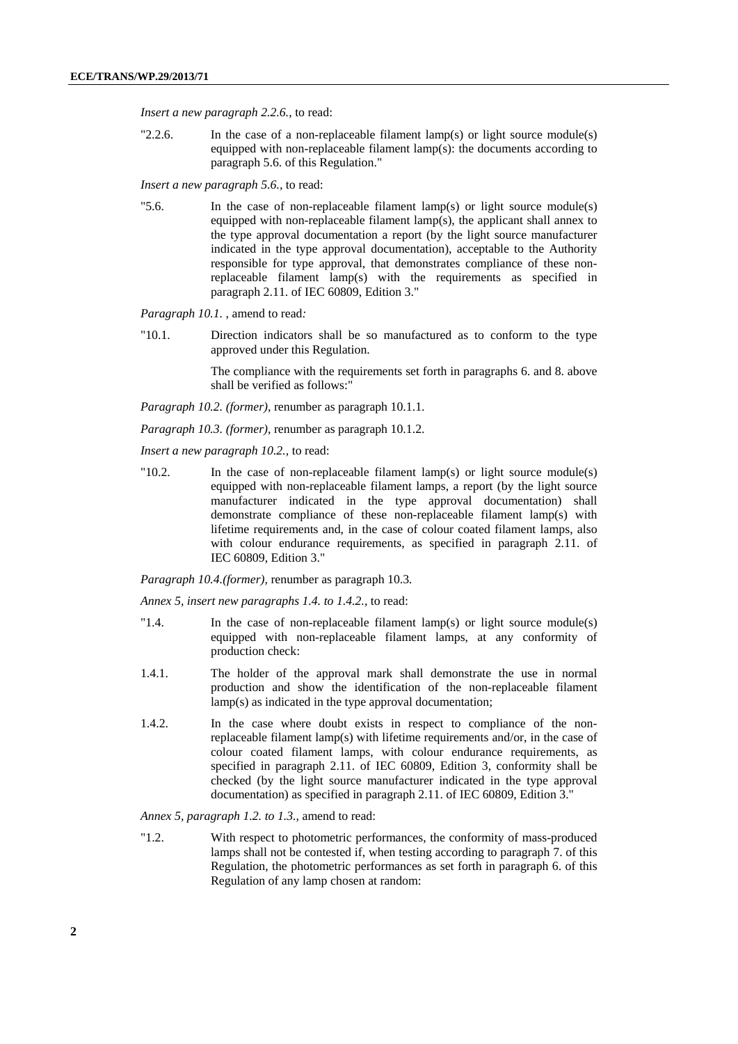*Insert a new paragraph 2.2.6.*, to read:

"2.2.6. In the case of a non-replaceable filament lamp(s) or light source module(s) equipped with non-replaceable filament lamp(s): the documents according to paragraph 5.6. of this Regulation."

*Insert a new paragraph 5.6.*, to read:

"5.6. In the case of non-replaceable filament lamp(s) or light source module(s) equipped with non-replaceable filament lamp(s), the applicant shall annex to the type approval documentation a report (by the light source manufacturer indicated in the type approval documentation), acceptable to the Authority responsible for type approval, that demonstrates compliance of these non-replaceable filament lamp(s) with the requirements as specified in paragraph 2.11. of IEC 60809, Edition 3."

*Paragraph 10.1. ,* amend to read*:*

"10.1. Direction indicators shall be so manufactured as to conform to the type approved under this Regulation.

The compliance with the requirements set forth in paragraphs 6. and 8. above shall be verified as follows:"

*Paragraph 10.2. (former)*, renumber as paragraph 10.1.1.

*Paragraph 10.3. (former)*, renumber as paragraph 10.1.2.

*Insert a new paragraph 10.2.,* to read:

"10.2. In the case of non-replaceable filament lamp(s) or light source module(s) equipped with non-replaceable filament lamps, a report (by the light source manufacturer indicated in the type approval documentation) shall demonstrate compliance of these non-replaceable filament lamp(s) with lifetime requirements and, in the case of colour coated filament lamps, also with colour endurance requirements, as specified in paragraph 2.11. of IEC 60809, Edition 3."

*Paragraph 10.4.(former),* renumber as paragraph 10.3.

*Annex 5, insert new paragraphs 1.4. to 1.4.2.*, to read:

"1.4. In the case of non-replaceable filament lamp(s) or light source module(s) equipped with non-replaceable filament lamps, at any conformity of production check:

1.4.1. The holder of the approval mark shall demonstrate the use in normal production and show the identification of the non-replaceable filament lamp(s) as indicated in the type approval documentation;

1.4.2. In the case where doubt exists in respect to compliance of the non-replaceable filament lamp(s) with lifetime requirements and/or, in the case of colour coated filament lamps, with colour endurance requirements, as specified in paragraph 2.11. of IEC 60809, Edition 3, conformity shall be checked (by the light source manufacturer indicated in the type approval documentation) as specified in paragraph 2.11. of IEC 60809, Edition 3."

*Annex 5, paragraph 1.2. to 1.3.,* amend to read:

"1.2. With respect to photometric performances, the conformity of mass-produced lamps shall not be contested if, when testing according to paragraph 7. of this Regulation, the photometric performances as set forth in paragraph 6. of this Regulation of any lamp chosen at random: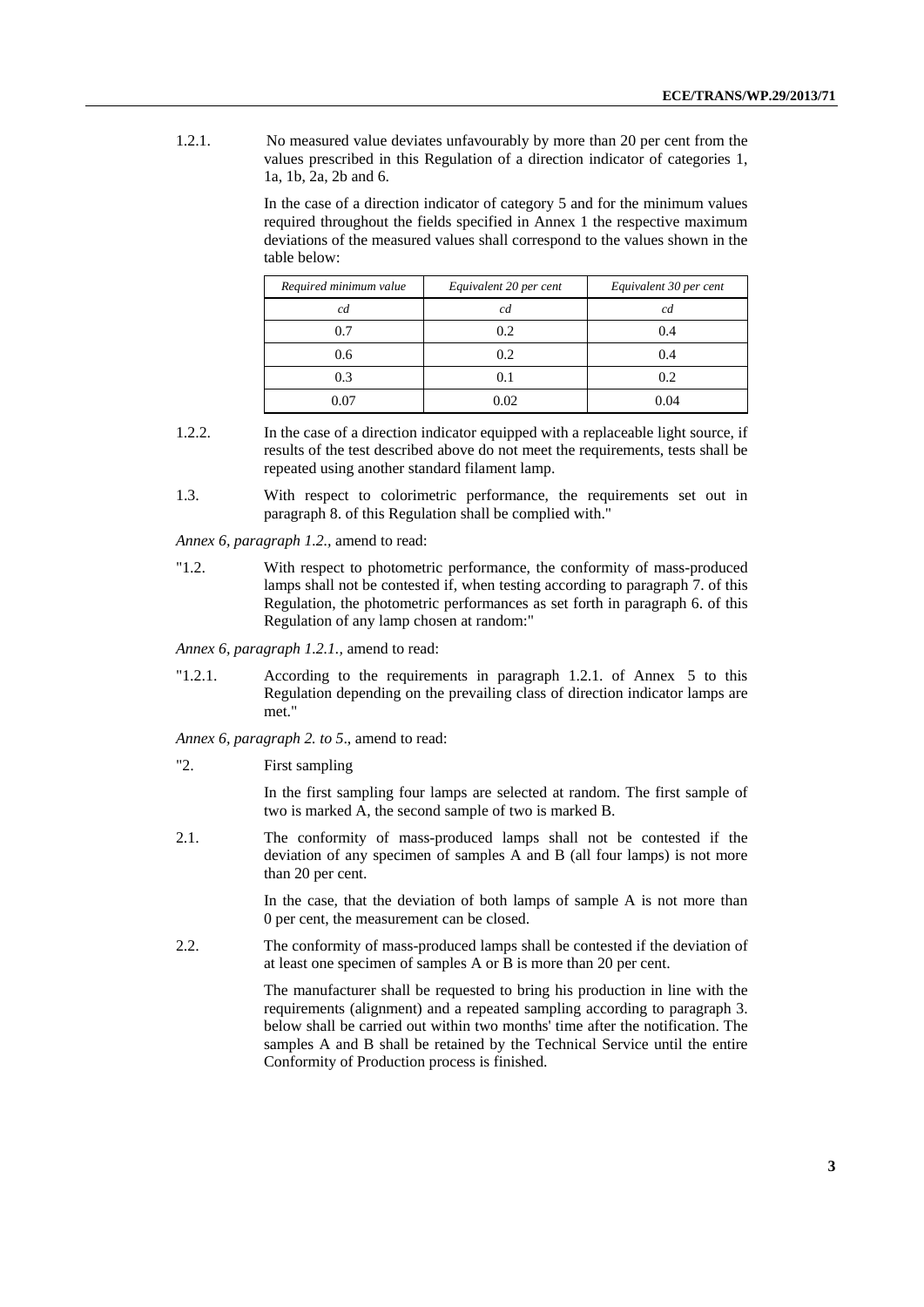1.2.1. No measured value deviates unfavourably by more than 20 per cent from the values prescribed in this Regulation of a direction indicator of categories 1, 1a, 1b, 2a, 2b and 6.

In the case of a direction indicator of category 5 and for the minimum values required throughout the fields specified in Annex 1 the respective maximum deviations of the measured values shall correspond to the values shown in the table below:

| *Required minimum value* | *Equivalent 20 per cent* | *Equivalent 30 per cent* |
|---|---|---|
| *cd* | *cd* | *cd* |
| 0.7 | 0.2 | 0.4 |
| 0.6 | 0.2 | 0.4 |
| 0.3 | 0.1 | 0.2 |
| 0.07 | 0.02 | 0.04 |

1.2.2. In the case of a direction indicator equipped with a replaceable light source, if results of the test described above do not meet the requirements, tests shall be repeated using another standard filament lamp.

1.3. With respect to colorimetric performance, the requirements set out in paragraph 8. of this Regulation shall be complied with."

*Annex 6, paragraph 1.2.,* amend to read:

"1.2. With respect to photometric performance, the conformity of mass-produced lamps shall not be contested if, when testing according to paragraph 7. of this Regulation, the photometric performances as set forth in paragraph 6. of this Regulation of any lamp chosen at random:"

*Annex 6, paragraph 1.2.1.,* amend to read:

"1.2.1. According to the requirements in paragraph 1.2.1. of Annex 5 to this Regulation depending on the prevailing class of direction indicator lamps are met."

*Annex 6, paragraph 2. to 5*., amend to read:

"2. First sampling

In the first sampling four lamps are selected at random. The first sample of two is marked A, the second sample of two is marked B.

2.1. The conformity of mass-produced lamps shall not be contested if the deviation of any specimen of samples A and B (all four lamps) is not more than 20 per cent.

In the case, that the deviation of both lamps of sample A is not more than 0 per cent, the measurement can be closed.

2.2. The conformity of mass-produced lamps shall be contested if the deviation of at least one specimen of samples A or B is more than 20 per cent.

The manufacturer shall be requested to bring his production in line with the requirements (alignment) and a repeated sampling according to paragraph 3. below shall be carried out within two months' time after the notification. The samples A and B shall be retained by the Technical Service until the entire Conformity of Production process is finished.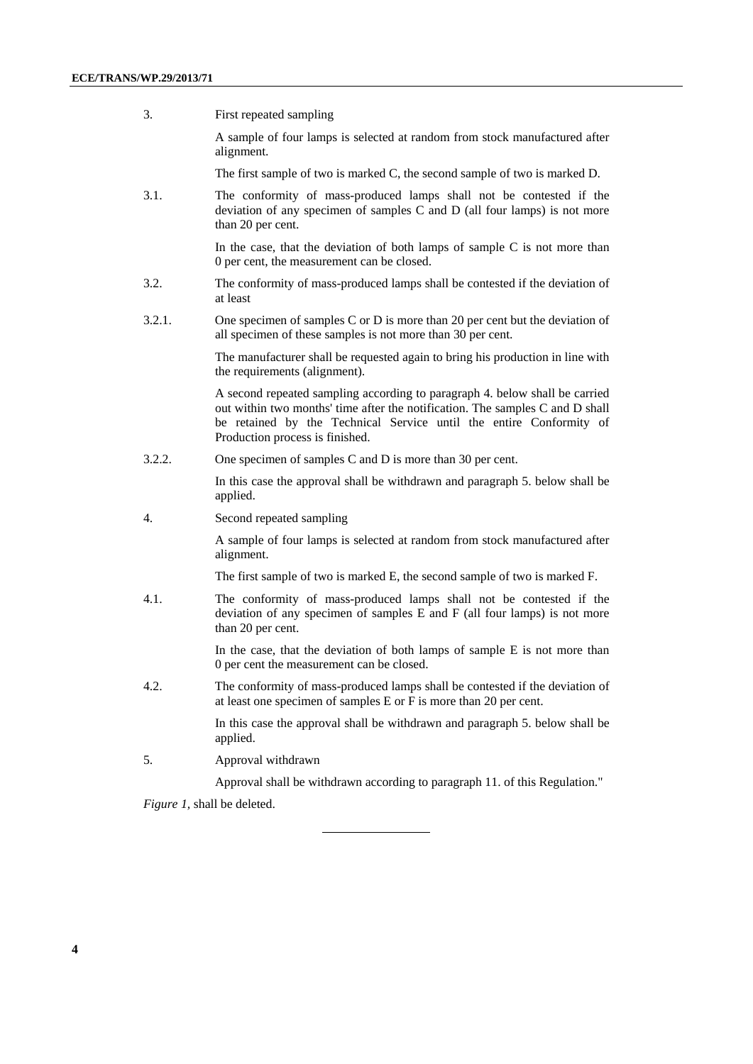3. First repeated sampling

A sample of four lamps is selected at random from stock manufactured after alignment.

The first sample of two is marked C, the second sample of two is marked D.

3.1. The conformity of mass-produced lamps shall not be contested if the deviation of any specimen of samples C and D (all four lamps) is not more than 20 per cent.

In the case, that the deviation of both lamps of sample C is not more than 0 per cent, the measurement can be closed.

3.2. The conformity of mass-produced lamps shall be contested if the deviation of at least

3.2.1. One specimen of samples C or D is more than 20 per cent but the deviation of all specimen of these samples is not more than 30 per cent.

The manufacturer shall be requested again to bring his production in line with the requirements (alignment).

A second repeated sampling according to paragraph 4. below shall be carried out within two months' time after the notification. The samples C and D shall be retained by the Technical Service until the entire Conformity of Production process is finished.

3.2.2. One specimen of samples C and D is more than 30 per cent.

In this case the approval shall be withdrawn and paragraph 5. below shall be applied.

4. Second repeated sampling

A sample of four lamps is selected at random from stock manufactured after alignment.

The first sample of two is marked E, the second sample of two is marked F.

4.1. The conformity of mass-produced lamps shall not be contested if the deviation of any specimen of samples E and F (all four lamps) is not more than 20 per cent.

In the case, that the deviation of both lamps of sample E is not more than 0 per cent the measurement can be closed.

4.2. The conformity of mass-produced lamps shall be contested if the deviation of at least one specimen of samples E or F is more than 20 per cent.

In this case the approval shall be withdrawn and paragraph 5. below shall be applied.

5. Approval withdrawn

Approval shall be withdrawn according to paragraph 11. of this Regulation."

*Figure 1*, shall be deleted.